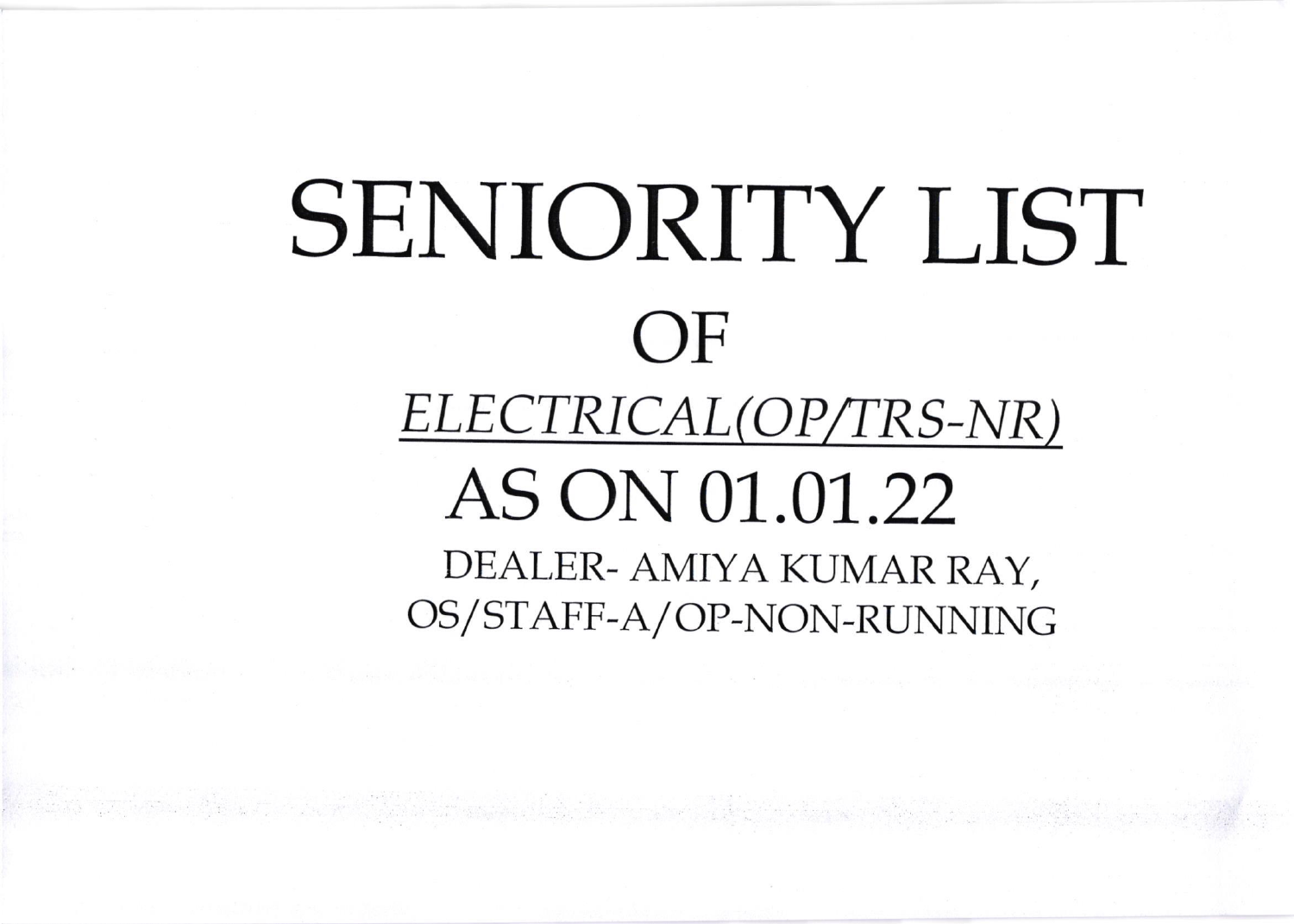# SENIORITY LIST

## OF

## *<u>ELECTRICAL(OP/TRS-NR)</u>*

## AS ON 01.01.22

DEALER- AMIYA KUMAR RAY,
OS/STAFF-A/OP-NON-RUNNING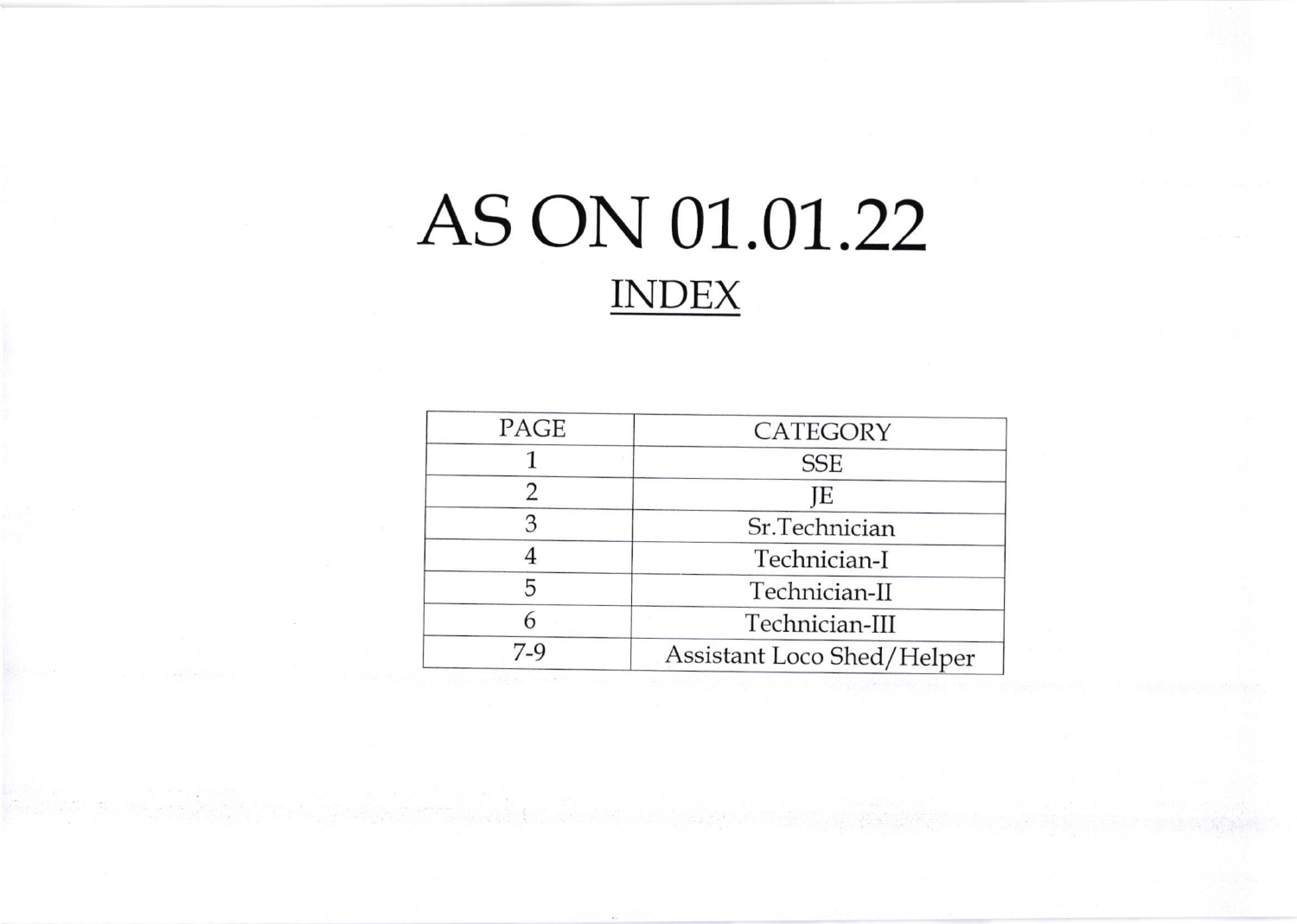# AS ON 01.01.22

## INDEX

| PAGE | CATEGORY |
|---|---|
| 1 | SSE |
| 2 | JE |
| 3 | Sr.Technician |
| 4 | Technician-I |
| 5 | Technician-II |
| 6 | Technician-III |
| 7-9 | Assistant Loco Shed/Helper |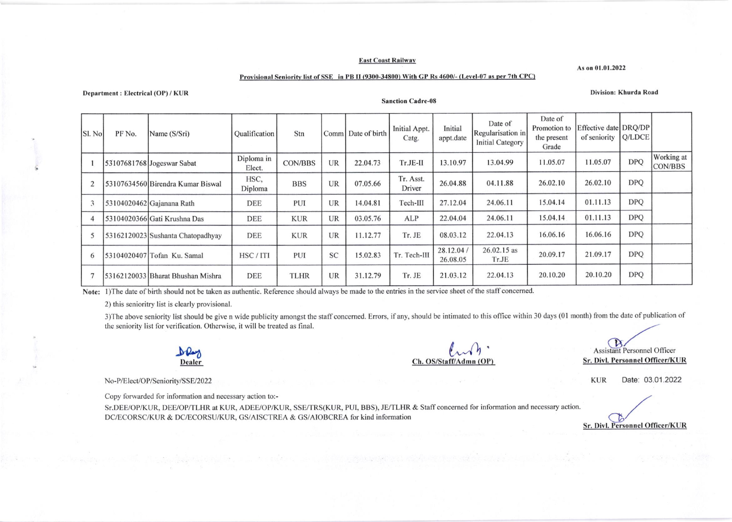**East Coast Railway**

As on 01.01.2022

**Provisional Seniority list of SSE in PB II (9300-34800) With GP Rs 4600/- (Level-07 as per 7th CPC)**

**Department : Electrical (OP) / KUR**

**Division: Khurda Road**

**Sanction Cadre-08**

| Sl. No | PF No. | Name (S/Sri) | Qualification | Stn | Comm | Date of birth | Initial Appt. Catg. | Initial appt.date | Date of Regularisation in Initial Category | Date of Promotion to the present Grade | Effective date of seniority | DRQ/DPQ/LDCE | |
|---|---|---|---|---|---|---|---|---|---|---|---|---|---|
| 1 | 53107681768 | Jogeswar Sabat | Diploma in Elect. | CON/BBS | UR | 22.04.73 | Tr.JE-II | 13.10.97 | 13.04.99 | 11.05.07 | 11.05.07 | DPQ | Working at CON/BBS |
| 2 | 53107634560 | Birendra Kumar Biswal | HSC, Diploma | BBS | UR | 07.05.66 | Tr. Asst. Driver | 26.04.88 | 04.11.88 | 26.02.10 | 26.02.10 | DPQ | |
| 3 | 53104020462 | Gajanana Rath | DEE | PUI | UR | 14.04.81 | Tech-III | 27.12.04 | 24.06.11 | 15.04.14 | 01.11.13 | DPQ | |
| 4 | 53104020366 | Gati Krushna Das | DEE | KUR | UR | 03.05.76 | ALP | 22.04.04 | 24.06.11 | 15.04.14 | 01.11.13 | DPQ | |
| 5 | 53162120023 | Sushanta Chatopadhyay | DEE | KUR | UR | 11.12.77 | Tr. JE | 08.03.12 | 22.04.13 | 16.06.16 | 16.06.16 | DPQ | |
| 6 | 53104020407 | Tofan Ku. Samal | HSC / ITI | PUI | SC | 15.02.83 | Tr. Tech-III | 28.12.04 / 26.08.05 | 26.02.15 as Tr.JE | 20.09.17 | 21.09.17 | DPQ | |
| 7 | 53162120033 | Bharat Bhushan Mishra | DEE | TLHR | UR | 31.12.79 | Tr. JE | 21.03.12 | 22.04.13 | 20.10.20 | 20.10.20 | DPQ | |

**Note:** 1)The date of birth should not be taken as authentic. Reference should always be made to the entries in the service sheet of the staff concerned.

2) this senioritry list is clearly provisional.

3)The above seniority list should be give n wide publicity amongst the staff concerned. Errors, if any, should be intimated to this office within 30 days (01 month) from the date of publication of the seniority list for verification. Otherwise, it will be treated as final.

**Dealer**

**Ch. OS/Staff/Admn (OP)**

Assistant Personnel Officer
**Sr. Divl. Personnel Officer/KUR**

No-P/Elect/OP/Seniority/SSE/2022

KUR Date: 03.01.2022

Copy forwarded for information and necessary action to:-

Sr.DEE/OP/KUR, DEE/OP/TLHR at KUR, ADEE/OP/KUR, SSE/TRS(KUR, PUI, BBS), JE/TLHR & Staff concerned for information and necessary action.
DC/ECORSC/KUR & DC/ECORSU/KUR, GS/AISCTREA & GS/AIOBCREA for kind information

**Sr. Divl. Personnel Officer/KUR**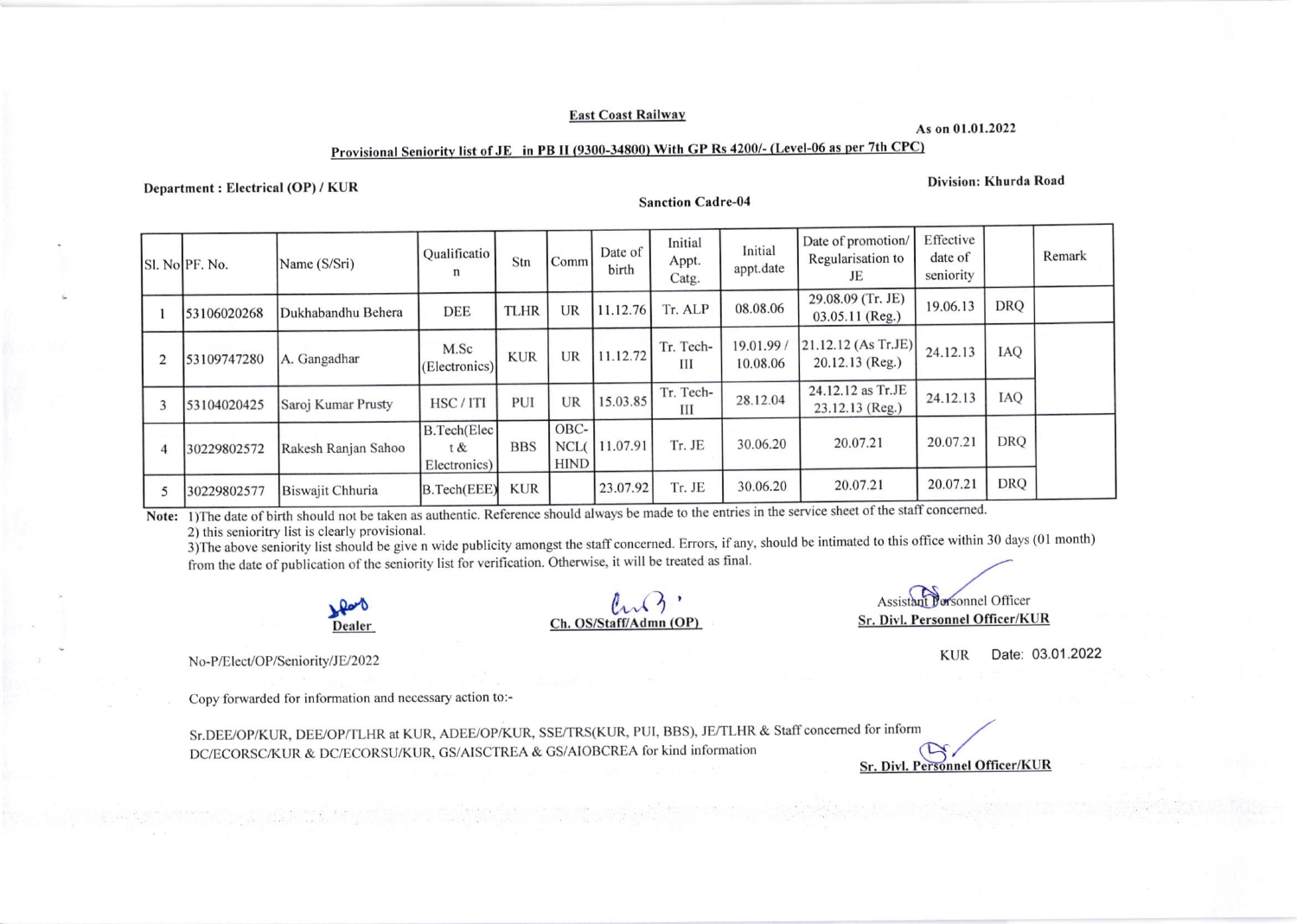**East Coast Railway**

As on 01.01.2022

**Provisional Seniority list of JE in PB II (9300-34800) With GP Rs 4200/- (Level-06 as per 7th CPC)**

**Department : Electrical (OP) / KUR**

**Division: Khurda Road**

**Sanction Cadre-04**

| Sl. No | PF. No. | Name (S/Sri) | Qualification | Stn | Comm | Date of birth | Initial Appt. Catg. | Initial appt.date | Date of promotion/ Regularisation to JE | Effective date of seniority | | Remark |
|---|---|---|---|---|---|---|---|---|---|---|---|---|
| 1 | 53106020268 | Dukhabandhu Behera | DEE | TLHR | UR | 11.12.76 | Tr. ALP | 08.08.06 | 29.08.09 (Tr. JE) 03.05.11 (Reg.) | 19.06.13 | DRQ | |
| 2 | 53109747280 | A. Gangadhar | M.Sc (Electronics) | KUR | UR | 11.12.72 | Tr. Tech-III | 19.01.99 / 10.08.06 | 21.12.12 (As Tr.JE) 20.12.13 (Reg.) | 24.12.13 | IAQ | |
| 3 | 53104020425 | Saroj Kumar Prusty | HSC / ITI | PUI | UR | 15.03.85 | Tr. Tech-III | 28.12.04 | 24.12.12 as Tr.JE 23.12.13 (Reg.) | 24.12.13 | IAQ | |
| 4 | 30229802572 | Rakesh Ranjan Sahoo | B.Tech(Elect & Electronics) | BBS | OBC-NCL(HIND | 11.07.91 | Tr. JE | 30.06.20 | 20.07.21 | 20.07.21 | DRQ | |
| 5 | 30229802577 | Biswajit Chhuria | B.Tech(EEE) | KUR | | 23.07.92 | Tr. JE | 30.06.20 | 20.07.21 | 20.07.21 | DRQ | |

**Note:** 1)The date of birth should not be taken as authentic. Reference should always be made to the entries in the service sheet of the staff concerned.
2) this senioritry list is clearly provisional.
3)The above seniority list should be give n wide publicity amongst the staff concerned. Errors, if any, should be intimated to this office within 30 days (01 month) from the date of publication of the seniority list for verification. Otherwise, it will be treated as final.

**Dealer**

**Ch. OS/Staff/Admn (OP)**

Assistant Personnel Officer
**Sr. Divl. Personnel Officer/KUR**

No-P/Elect/OP/Seniority/JE/2022

KUR Date: 03.01.2022

Copy forwarded for information and necessary action to:-

Sr.DEE/OP/KUR, DEE/OP/TLHR at KUR, ADEE/OP/KUR, SSE/TRS(KUR, PUI, BBS), JE/TLHR & Staff concerned for inform
DC/ECORSC/KUR & DC/ECORSU/KUR, GS/AISCTREA & GS/AIOBCREA for kind information

**Sr. Divl. Personnel Officer/KUR**